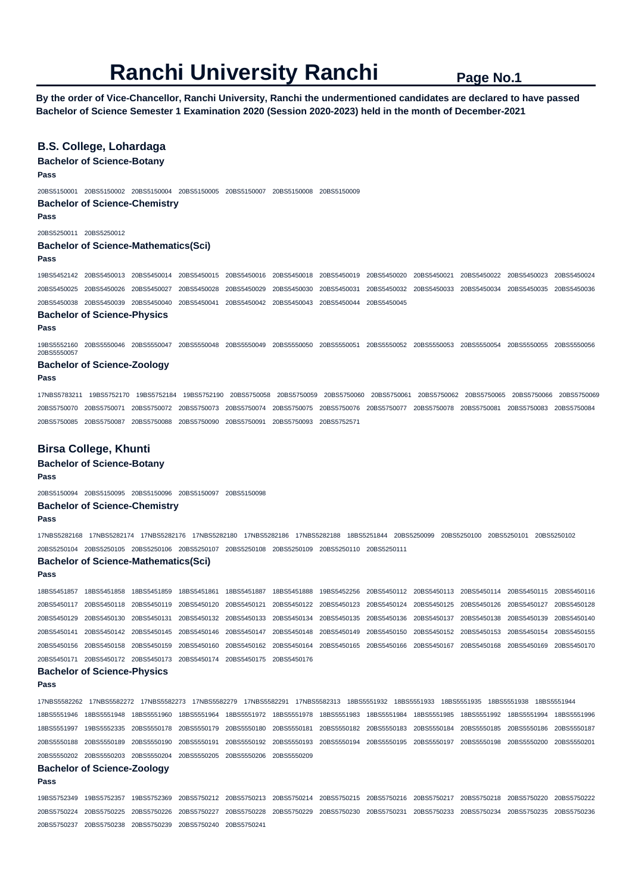# Ranchi University Ranchi

**By the order of Vice-Chancellor, Ranchi University, Ranchi the undermentioned candidates are declared to have passed Bachelor of Science Semester 1 Examination 2020 (Session 2020-2023) held in the month of December-2021**

## B.S. College, Lohardaga

### Bachelor of Science-Botany

**Pass**

20BS5150001 20BS5150002 20BS5150004 20BS5150005 20BS5150007 20BS5150008 20BS5150009

### Bachelor of Science-Chemistry

**Pass**

20BS5250011 20BS5250012

### Bachelor of Science-Mathematics(Sci)

**Pass**

19BS5452142 20BS5450013 20BS5450014 20BS5450015 20BS5450016 20BS5450018 20BS5450019 20BS5450020 20BS5450021 20BS5450022 20BS5450023 20BS5450024 20BS5450025 20BS5450026 20BS5450027 20BS5450028 20BS5450029 20BS5450030 20BS5450031 20BS5450032 20BS5450033 20BS5450034 20BS5450035 20BS5450036 20BS5450038 20BS5450039 20BS5450040 20BS5450041 20BS5450042 20BS5450043 20BS5450044 20BS5450045

### Bachelor of Science-Physics

**Pass**

19BS5552160 20BS5550046 20BS5550047 20BS5550048 20BS5550049 20BS5550050 20BS5550051 20BS5550052 20BS5550053 20BS5550054 20BS5550055 20BS5550056 20BS5550057

### Bachelor of Science-Zoology

**Pass**

17NBS5783211 19BS5752170 19BS5752184 19BS5752190 20BS5750058 20BS5750059 20BS5750060 20BS5750061 20BS5750062 20BS5750065 20BS5750066 20BS5750069 20BS5750070 20BS5750071 20BS5750072 20BS5750073 20BS5750074 20BS5750075 20BS5750076 20BS5750077 20BS5750078 20BS5750081 20BS5750083 20BS5750084 20BS5750085 20BS5750087 20BS5750088 20BS5750090 20BS5750091 20BS5750093 20BS5752571

## Birsa College, Khunti

### Bachelor of Science-Botany

**Pass**

20BS5150094 20BS5150095 20BS5150096 20BS5150097 20BS5150098

### Bachelor of Science-Chemistry

**Pass**

17NBS5282168 17NBS5282174 17NBS5282176 17NBS5282180 17NBS5282186 17NBS5282188 18BS5251844 20BS5250099 20BS5250100 20BS5250101 20BS5250102 20BS5250104 20BS5250105 20BS5250106 20BS5250107 20BS5250108 20BS5250109 20BS5250110 20BS5250111

### Bachelor of Science-Mathematics(Sci)

**Pass**

18BS5451857 18BS5451858 18BS5451859 18BS5451861 18BS5451887 18BS5451888 19BS5452256 20BS5450112 20BS5450113 20BS5450114 20BS5450115 20BS5450116 20BS5450117 20BS5450118 20BS5450119 20BS5450120 20BS5450121 20BS5450122 20BS5450123 20BS5450124 20BS5450125 20BS5450126 20BS5450127 20BS5450128 20BS5450129 20BS5450130 20BS5450131 20BS5450132 20BS5450133 20BS5450134 20BS5450135 20BS5450136 20BS5450137 20BS5450138 20BS5450139 20BS5450140 20BS5450141 20BS5450142 20BS5450145 20BS5450146 20BS5450147 20BS5450148 20BS5450149 20BS5450150 20BS5450152 20BS5450153 20BS5450154 20BS5450155 20BS5450156 20BS5450158 20BS5450159 20BS5450160 20BS5450162 20BS5450164 20BS5450165 20BS5450166 20BS5450167 20BS5450168 20BS5450169 20BS5450170 20BS5450171 20BS5450172 20BS5450173 20BS5450174 20BS5450175 20BS5450176

### Bachelor of Science-Physics

**Pass**

17NBS5582262 17NBS5582272 17NBS5582273 17NBS5582279 17NBS5582291 17NBS5582313 18BS5551932 18BS5551933 18BS5551935 18BS5551938 18BS5551944 18BS5551946 18BS5551948 18BS5551960 18BS5551964 18BS5551972 18BS5551978 18BS5551983 18BS5551984 18BS5551985 18BS5551992 18BS5551994 18BS5551996 18BS5551997 19BS5552335 20BS5550178 20BS5550179 20BS5550180 20BS5550181 20BS5550182 20BS5550183 20BS5550184 20BS5550185 20BS5550186 20BS5550187 20BS5550188 20BS5550189 20BS5550190 20BS5550191 20BS5550192 20BS5550193 20BS5550194 20BS5550195 20BS5550197 20BS5550198 20BS5550200 20BS5550201 20BS5550202 20BS5550203 20BS5550204 20BS5550205 20BS5550206 20BS5550209

### Bachelor of Science-Zoology

**Pass**

19BS5752349 19BS5752357 19BS5752369 20BS5750212 20BS5750213 20BS5750214 20BS5750215 20BS5750216 20BS5750217 20BS5750218 20BS5750220 20BS5750222 20BS5750224 20BS5750225 20BS5750226 20BS5750227 20BS5750228 20BS5750229 20BS5750230 20BS5750231 20BS5750233 20BS5750234 20BS5750235 20BS5750236 20BS5750237 20BS5750238 20BS5750239 20BS5750240 20BS5750241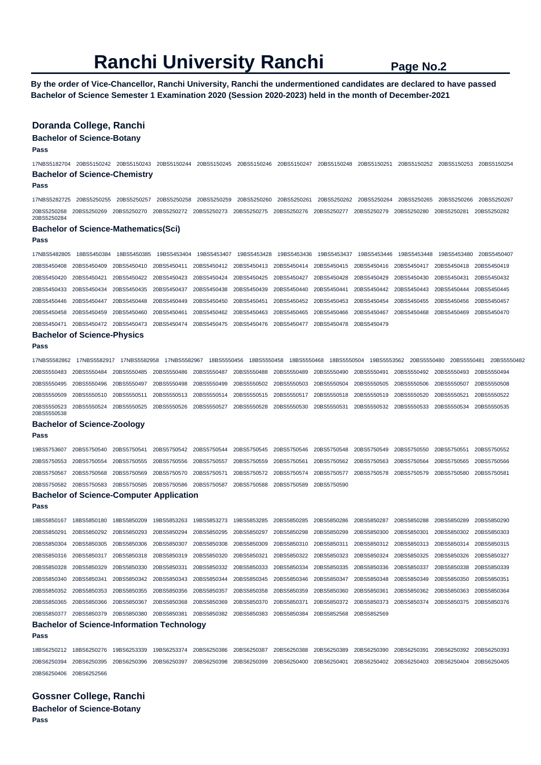# Ranchi University Ranchi

**By the order of Vice-Chancellor, Ranchi University, Ranchi the undermentioned candidates are declared to have passed Bachelor of Science Semester 1 Examination 2020 (Session 2020-2023) held in the month of December-2021**

## Doranda College, Ranchi

### Bachelor of Science-Botany

**Pass**

17NBS5182704 20BS5150242 20BS5150243 20BS5150244 20BS5150245 20BS5150246 20BS5150247 20BS5150248 20BS5150251 20BS5150252 20BS5150253 20BS5150254

### Bachelor of Science-Chemistry

**Pass**

17NBS5282725 20BS5250255 20BS5250257 20BS5250258 20BS5250259 20BS5250260 20BS5250261 20BS5250262 20BS5250264 20BS5250265 20BS5250266 20BS5250267 20BS5250268 20BS5250269 20BS5250270 20BS5250272 20BS5250273 20BS5250275 20BS5250276 20BS5250277 20BS5250279 20BS5250280 20BS5250281 20BS5250282 20BS5250284

### Bachelor of Science-Mathematics(Sci)

**Pass**

17NBS5482805 18BS5450384 18BS5450385 19BS5453404 19BS5453407 19BS5453428 19BS5453436 19BS5453437 19BS5453446 19BS5453448 19BS5453480 20BS5450407 20BS5450408 20BS5450409 20BS5450410 20BS5450411 20BS5450412 20BS5450413 20BS5450414 20BS5450415 20BS5450416 20BS5450417 20BS5450418 20BS5450419 20BS5450420 20BS5450421 20BS5450422 20BS5450423 20BS5450424 20BS5450425 20BS5450427 20BS5450428 20BS5450429 20BS5450430 20BS5450431 20BS5450432 20BS5450433 20BS5450434 20BS5450435 20BS5450437 20BS5450438 20BS5450439 20BS5450440 20BS5450441 20BS5450442 20BS5450443 20BS5450444 20BS5450445 20BS5450446 20BS5450447 20BS5450448 20BS5450449 20BS5450450 20BS5450451 20BS5450452 20BS5450453 20BS5450454 20BS5450455 20BS5450456 20BS5450457 20BS5450458 20BS5450459 20BS5450460 20BS5450461 20BS5450462 20BS5450463 20BS5450465 20BS5450466 20BS5450467 20BS5450468 20BS5450469 20BS5450470 20BS5450471 20BS5450472 20BS5450473 20BS5450474 20BS5450475 20BS5450476 20BS5450477 20BS5450478 20BS5450479

### Bachelor of Science-Physics

**Pass**

17NBS5582862 17NBS5582917 17NBS5582958 17NBS5582967 18BS5550456 18BS5550458 18BS5550468 18BS5550504 19BS5553562 20BS5550480 20BS5550481 20BS5550482 20BS5550483 20BS5550484 20BS5550485 20BS5550486 20BS5550487 20BS5550488 20BS5550489 20BS5550490 20BS5550491 20BS5550492 20BS5550493 20BS5550494 20BS5550495 20BS5550496 20BS5550497 20BS5550498 20BS5550499 20BS5550502 20BS5550503 20BS5550504 20BS5550505 20BS5550506 20BS5550507 20BS5550508 20BS5550509 20BS5550510 20BS5550511 20BS5550513 20BS5550514 20BS5550515 20BS5550517 20BS5550518 20BS5550519 20BS5550520 20BS5550521 20BS5550522 20BS5550523 20BS5550524 20BS5550525 20BS5550526 20BS5550527 20BS5550528 20BS5550530 20BS5550531 20BS5550532 20BS5550533 20BS5550534 20BS5550535 20BS5550538

### Bachelor of Science-Zoology

**Pass**

19BS5753607 20BS5750540 20BS5750541 20BS5750542 20BS5750544 20BS5750545 20BS5750546 20BS5750548 20BS5750549 20BS5750550 20BS5750551 20BS5750552 20BS5750553 20BS5750554 20BS5750555 20BS5750556 20BS5750557 20BS5750559 20BS5750561 20BS5750562 20BS5750563 20BS5750564 20BS5750565 20BS5750566 20BS5750567 20BS5750568 20BS5750569 20BS5750570 20BS5750571 20BS5750572 20BS5750574 20BS5750577 20BS5750578 20BS5750579 20BS5750580 20BS5750581 20BS5750582 20BS5750583 20BS5750585 20BS5750586 20BS5750587 20BS5750588 20BS5750589 20BS5750590

### Bachelor of Science-Computer Application

**Pass**

18BS5850167 18BS5850180 18BS5850209 19BS5853263 19BS5853273 19BS5853285 20BS5850285 20BS5850286 20BS5850287 20BS5850288 20BS5850289 20BS5850290 20BS5850291 20BS5850292 20BS5850293 20BS5850294 20BS5850295 20BS5850297 20BS5850298 20BS5850299 20BS5850300 20BS5850301 20BS5850302 20BS5850303 20BS5850304 20BS5850305 20BS5850306 20BS5850307 20BS5850308 20BS5850309 20BS5850310 20BS5850311 20BS5850312 20BS5850313 20BS5850314 20BS5850315 20BS5850316 20BS5850317 20BS5850318 20BS5850319 20BS5850320 20BS5850321 20BS5850322 20BS5850323 20BS5850324 20BS5850325 20BS5850326 20BS5850327 20BS5850328 20BS5850329 20BS5850330 20BS5850331 20BS5850332 20BS5850333 20BS5850334 20BS5850335 20BS5850336 20BS5850337 20BS5850338 20BS5850339 20BS5850340 20BS5850341 20BS5850342 20BS5850343 20BS5850344 20BS5850345 20BS5850346 20BS5850347 20BS5850348 20BS5850349 20BS5850350 20BS5850351 20BS5850352 20BS5850353 20BS5850355 20BS5850356 20BS5850357 20BS5850358 20BS5850359 20BS5850360 20BS5850361 20BS5850362 20BS5850363 20BS5850364 20BS5850365 20BS5850366 20BS5850367 20BS5850368 20BS5850369 20BS5850370 20BS5850371 20BS5850372 20BS5850373 20BS5850374 20BS5850375 20BS5850376 20BS5850377 20BS5850379 20BS5850380 20BS5850381 20BS5850382 20BS5850383 20BS5850384 20BS5852568 20BS5852569

### Bachelor of Science-Information Technology

**Pass**

18BS6250212 18BS6250276 19BS6253339 19BS6253374 20BS6250386 20BS6250387 20BS6250388 20BS6250389 20BS6250390 20BS6250391 20BS6250392 20BS6250393 20BS6250394 20BS6250395 20BS6250396 20BS6250397 20BS6250398 20BS6250399 20BS6250400 20BS6250401 20BS6250402 20BS6250403 20BS6250404 20BS6250405 20BS6250406 20BS6252566

## Gossner College, Ranchi

### Bachelor of Science-Botany

**Pass**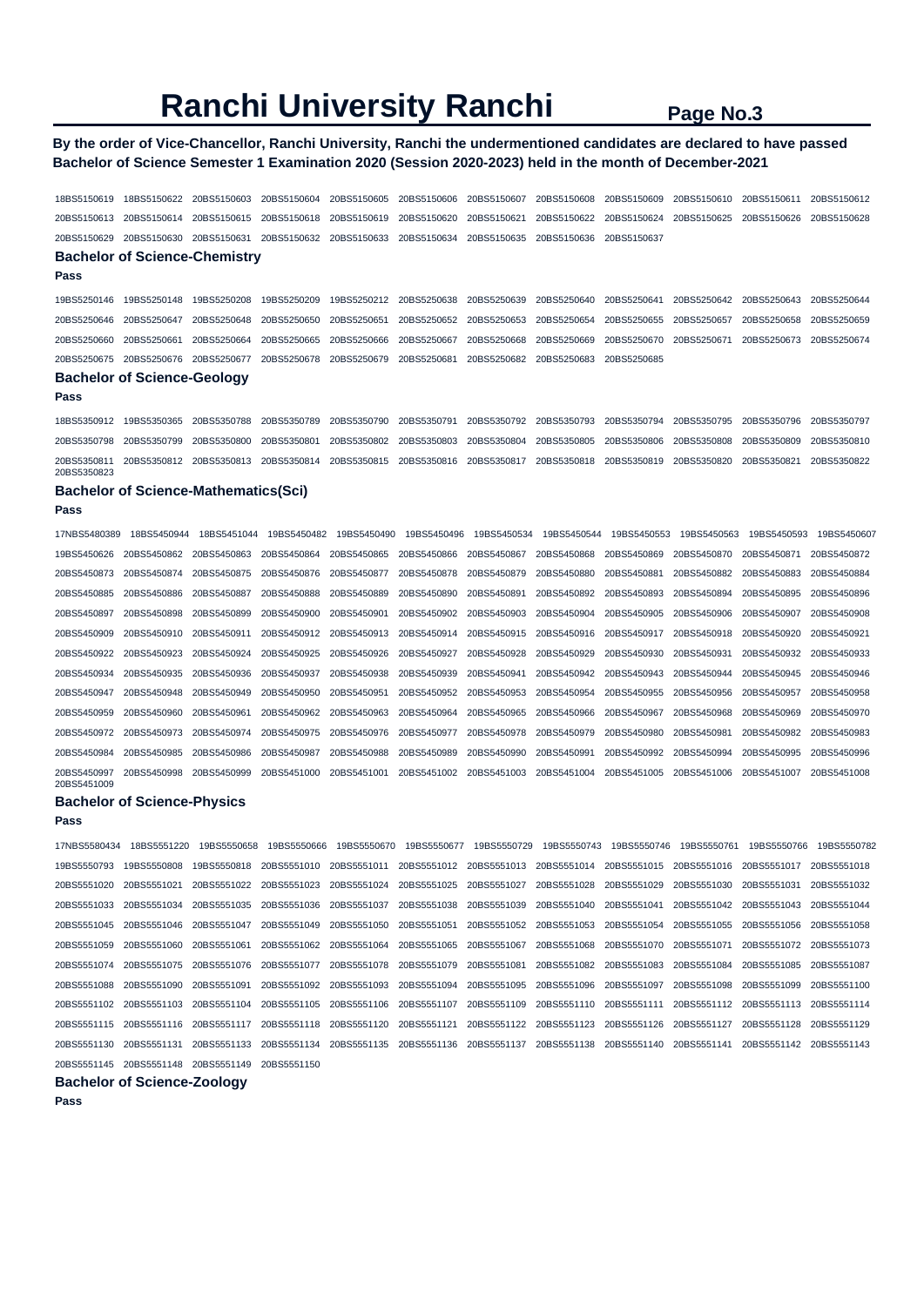# Ranchi University Ranchi

**Page No.3**

**By the order of Vice-Chancellor, Ranchi University, Ranchi the undermentioned candidates are declared to have passed Bachelor of Science Semester 1 Examination 2020 (Session 2020-2023) held in the month of December-2021**

18BS5150619 18BS5150622 20BS5150603 20BS5150604 20BS5150605 20BS5150606 20BS5150607 20BS5150608 20BS5150609 20BS5150610 20BS5150611 20BS5150612
20BS5150613 20BS5150614 20BS5150615 20BS5150618 20BS5150619 20BS5150620 20BS5150621 20BS5150622 20BS5150624 20BS5150625 20BS5150626 20BS5150628
20BS5150629 20BS5150630 20BS5150631 20BS5150632 20BS5150633 20BS5150634 20BS5150635 20BS5150636 20BS5150637

### Bachelor of Science-Chemistry

**Pass**

19BS5250146 19BS5250148 19BS5250208 19BS5250209 19BS5250212 20BS5250638 20BS5250639 20BS5250640 20BS5250641 20BS5250642 20BS5250643 20BS5250644
20BS5250646 20BS5250647 20BS5250648 20BS5250650 20BS5250651 20BS5250652 20BS5250653 20BS5250654 20BS5250655 20BS5250657 20BS5250658 20BS5250659
20BS5250660 20BS5250661 20BS5250664 20BS5250665 20BS5250666 20BS5250667 20BS5250668 20BS5250669 20BS5250670 20BS5250671 20BS5250673 20BS5250674
20BS5250675 20BS5250676 20BS5250677 20BS5250678 20BS5250679 20BS5250681 20BS5250682 20BS5250683 20BS5250685

### Bachelor of Science-Geology

**Pass**

18BS5350912 19BS5350365 20BS5350788 20BS5350789 20BS5350790 20BS5350791 20BS5350792 20BS5350793 20BS5350794 20BS5350795 20BS5350796 20BS5350797
20BS5350798 20BS5350799 20BS5350800 20BS5350801 20BS5350802 20BS5350803 20BS5350804 20BS5350805 20BS5350806 20BS5350808 20BS5350809 20BS5350810
20BS5350811 20BS5350812 20BS5350813 20BS5350814 20BS5350815 20BS5350816 20BS5350817 20BS5350818 20BS5350819 20BS5350820 20BS5350821 20BS5350822
20BS5350823

### Bachelor of Science-Mathematics(Sci)

**Pass**

17NBS5480389 18BS5450944 18BS5451044 19BS5450482 19BS5450490 19BS5450496 19BS5450534 19BS5450544 19BS5450553 19BS5450563 19BS5450593 19BS5450607
19BS5450626 20BS5450862 20BS5450863 20BS5450864 20BS5450865 20BS5450866 20BS5450867 20BS5450868 20BS5450869 20BS5450870 20BS5450871 20BS5450872
20BS5450873 20BS5450874 20BS5450875 20BS5450876 20BS5450877 20BS5450878 20BS5450879 20BS5450880 20BS5450881 20BS5450882 20BS5450883 20BS5450884
20BS5450885 20BS5450886 20BS5450887 20BS5450888 20BS5450889 20BS5450890 20BS5450891 20BS5450892 20BS5450893 20BS5450894 20BS5450895 20BS5450896
20BS5450897 20BS5450898 20BS5450899 20BS5450900 20BS5450901 20BS5450902 20BS5450903 20BS5450904 20BS5450905 20BS5450906 20BS5450907 20BS5450908
20BS5450909 20BS5450910 20BS5450911 20BS5450912 20BS5450913 20BS5450914 20BS5450915 20BS5450916 20BS5450917 20BS5450918 20BS5450920 20BS5450921
20BS5450922 20BS5450923 20BS5450924 20BS5450925 20BS5450926 20BS5450927 20BS5450928 20BS5450929 20BS5450930 20BS5450931 20BS5450932 20BS5450933
20BS5450934 20BS5450935 20BS5450936 20BS5450937 20BS5450938 20BS5450939 20BS5450941 20BS5450942 20BS5450943 20BS5450944 20BS5450945 20BS5450946
20BS5450947 20BS5450948 20BS5450949 20BS5450950 20BS5450951 20BS5450952 20BS5450953 20BS5450954 20BS5450955 20BS5450956 20BS5450957 20BS5450958
20BS5450959 20BS5450960 20BS5450961 20BS5450962 20BS5450963 20BS5450964 20BS5450965 20BS5450966 20BS5450967 20BS5450968 20BS5450969 20BS5450970
20BS5450972 20BS5450973 20BS5450974 20BS5450975 20BS5450976 20BS5450977 20BS5450978 20BS5450979 20BS5450980 20BS5450981 20BS5450982 20BS5450983
20BS5450984 20BS5450985 20BS5450986 20BS5450987 20BS5450988 20BS5450989 20BS5450990 20BS5450991 20BS5450992 20BS5450994 20BS5450995 20BS5450996
20BS5450997 20BS5450998 20BS5450999 20BS5451000 20BS5451001 20BS5451002 20BS5451003 20BS5451004 20BS5451005 20BS5451006 20BS5451007 20BS5451008
20BS5451009

### Bachelor of Science-Physics

**Pass**

17NBS5580434 18BS5551220 19BS5550658 19BS5550666 19BS5550670 19BS5550677 19BS5550729 19BS5550743 19BS5550746 19BS5550761 19BS5550766 19BS5550782
19BS5550793 19BS5550808 19BS5550818 20BS5551010 20BS5551011 20BS5551012 20BS5551013 20BS5551014 20BS5551015 20BS5551016 20BS5551017 20BS5551018
20BS5551020 20BS5551021 20BS5551022 20BS5551023 20BS5551024 20BS5551025 20BS5551027 20BS5551028 20BS5551029 20BS5551030 20BS5551031 20BS5551032
20BS5551033 20BS5551034 20BS5551035 20BS5551036 20BS5551037 20BS5551038 20BS5551039 20BS5551040 20BS5551041 20BS5551042 20BS5551043 20BS5551044
20BS5551045 20BS5551046 20BS5551047 20BS5551049 20BS5551050 20BS5551051 20BS5551052 20BS5551053 20BS5551054 20BS5551055 20BS5551056 20BS5551058
20BS5551059 20BS5551060 20BS5551061 20BS5551062 20BS5551064 20BS5551065 20BS5551067 20BS5551068 20BS5551070 20BS5551071 20BS5551072 20BS5551073
20BS5551074 20BS5551075 20BS5551076 20BS5551077 20BS5551078 20BS5551079 20BS5551081 20BS5551082 20BS5551083 20BS5551084 20BS5551085 20BS5551087
20BS5551088 20BS5551090 20BS5551091 20BS5551092 20BS5551093 20BS5551094 20BS5551095 20BS5551096 20BS5551097 20BS5551098 20BS5551099 20BS5551100
20BS5551102 20BS5551103 20BS5551104 20BS5551105 20BS5551106 20BS5551107 20BS5551109 20BS5551110 20BS5551111 20BS5551112 20BS5551113 20BS5551114
20BS5551115 20BS5551116 20BS5551117 20BS5551118 20BS5551120 20BS5551121 20BS5551122 20BS5551123 20BS5551126 20BS5551127 20BS5551128 20BS5551129
20BS5551130 20BS5551131 20BS5551133 20BS5551134 20BS5551135 20BS5551136 20BS5551137 20BS5551138 20BS5551140 20BS5551141 20BS5551142 20BS5551143
20BS5551145 20BS5551148 20BS5551149 20BS5551150

### Bachelor of Science-Zoology

**Pass**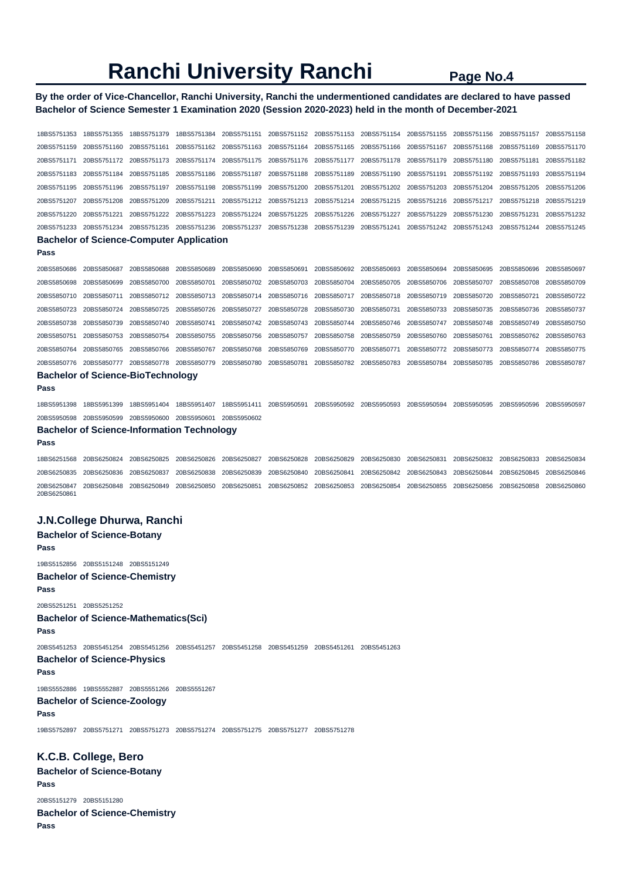# Ranchi University Ranchi

**By the order of Vice-Chancellor, Ranchi University, Ranchi the undermentioned candidates are declared to have passed Bachelor of Science Semester 1 Examination 2020 (Session 2020-2023) held in the month of December-2021**

18BS5751353 18BS5751355 18BS5751379 18BS5751384 20BS5751151 20BS5751152 20BS5751153 20BS5751154 20BS5751155 20BS5751156 20BS5751157 20BS5751158
20BS5751159 20BS5751160 20BS5751161 20BS5751162 20BS5751163 20BS5751164 20BS5751165 20BS5751166 20BS5751167 20BS5751168 20BS5751169 20BS5751170
20BS5751171 20BS5751172 20BS5751173 20BS5751174 20BS5751175 20BS5751176 20BS5751177 20BS5751178 20BS5751179 20BS5751180 20BS5751181 20BS5751182
20BS5751183 20BS5751184 20BS5751185 20BS5751186 20BS5751187 20BS5751188 20BS5751189 20BS5751190 20BS5751191 20BS5751192 20BS5751193 20BS5751194
20BS5751195 20BS5751196 20BS5751197 20BS5751198 20BS5751199 20BS5751200 20BS5751201 20BS5751202 20BS5751203 20BS5751204 20BS5751205 20BS5751206
20BS5751207 20BS5751208 20BS5751209 20BS5751211 20BS5751212 20BS5751213 20BS5751214 20BS5751215 20BS5751216 20BS5751217 20BS5751218 20BS5751219
20BS5751220 20BS5751221 20BS5751222 20BS5751223 20BS5751224 20BS5751225 20BS5751226 20BS5751227 20BS5751229 20BS5751230 20BS5751231 20BS5751232
20BS5751233 20BS5751234 20BS5751235 20BS5751236 20BS5751237 20BS5751238 20BS5751239 20BS5751241 20BS5751242 20BS5751243 20BS5751244 20BS5751245

### Bachelor of Science-Computer Application

**Pass**

20BS5850686 20BS5850687 20BS5850688 20BS5850689 20BS5850690 20BS5850691 20BS5850692 20BS5850693 20BS5850694 20BS5850695 20BS5850696 20BS5850697
20BS5850698 20BS5850699 20BS5850700 20BS5850701 20BS5850702 20BS5850703 20BS5850704 20BS5850705 20BS5850706 20BS5850707 20BS5850708 20BS5850709
20BS5850710 20BS5850711 20BS5850712 20BS5850713 20BS5850714 20BS5850716 20BS5850717 20BS5850718 20BS5850719 20BS5850720 20BS5850721 20BS5850722
20BS5850723 20BS5850724 20BS5850725 20BS5850726 20BS5850727 20BS5850728 20BS5850730 20BS5850731 20BS5850733 20BS5850735 20BS5850736 20BS5850737
20BS5850738 20BS5850739 20BS5850740 20BS5850741 20BS5850742 20BS5850743 20BS5850744 20BS5850746 20BS5850747 20BS5850748 20BS5850749 20BS5850750
20BS5850751 20BS5850753 20BS5850754 20BS5850755 20BS5850756 20BS5850757 20BS5850758 20BS5850759 20BS5850760 20BS5850761 20BS5850762 20BS5850763
20BS5850764 20BS5850765 20BS5850766 20BS5850767 20BS5850768 20BS5850769 20BS5850770 20BS5850771 20BS5850772 20BS5850773 20BS5850774 20BS5850775
20BS5850776 20BS5850777 20BS5850778 20BS5850779 20BS5850780 20BS5850781 20BS5850782 20BS5850783 20BS5850784 20BS5850785 20BS5850786 20BS5850787

### Bachelor of Science-BioTechnology

**Pass**

18BS5951398 18BS5951399 18BS5951404 18BS5951407 18BS5951411 20BS5950591 20BS5950592 20BS5950593 20BS5950594 20BS5950595 20BS5950596 20BS5950597
20BS5950598 20BS5950599 20BS5950600 20BS5950601 20BS5950602

### Bachelor of Science-Information Technology

**Pass**

18BS6251568 20BS6250824 20BS6250825 20BS6250826 20BS6250827 20BS6250828 20BS6250829 20BS6250830 20BS6250831 20BS6250832 20BS6250833 20BS6250834
20BS6250835 20BS6250836 20BS6250837 20BS6250838 20BS6250839 20BS6250840 20BS6250841 20BS6250842 20BS6250843 20BS6250844 20BS6250845 20BS6250846
20BS6250847 20BS6250848 20BS6250849 20BS6250850 20BS6250851 20BS6250852 20BS6250853 20BS6250854 20BS6250855 20BS6250856 20BS6250858 20BS6250860
20BS6250861

## J.N.College Dhurwa, Ranchi

### Bachelor of Science-Botany

**Pass**

19BS5152856 20BS5151248 20BS5151249

### Bachelor of Science-Chemistry

**Pass**

20BS5251251 20BS5251252

### Bachelor of Science-Mathematics(Sci)

**Pass**

20BS5451253 20BS5451254 20BS5451256 20BS5451257 20BS5451258 20BS5451259 20BS5451261 20BS5451263

### Bachelor of Science-Physics

**Pass**

19BS5552886 19BS5552887 20BS5551266 20BS5551267

### Bachelor of Science-Zoology

**Pass**

19BS5752897 20BS5751271 20BS5751273 20BS5751274 20BS5751275 20BS5751277 20BS5751278

## K.C.B. College, Bero

### Bachelor of Science-Botany

**Pass**

20BS5151279 20BS5151280

### Bachelor of Science-Chemistry

**Pass**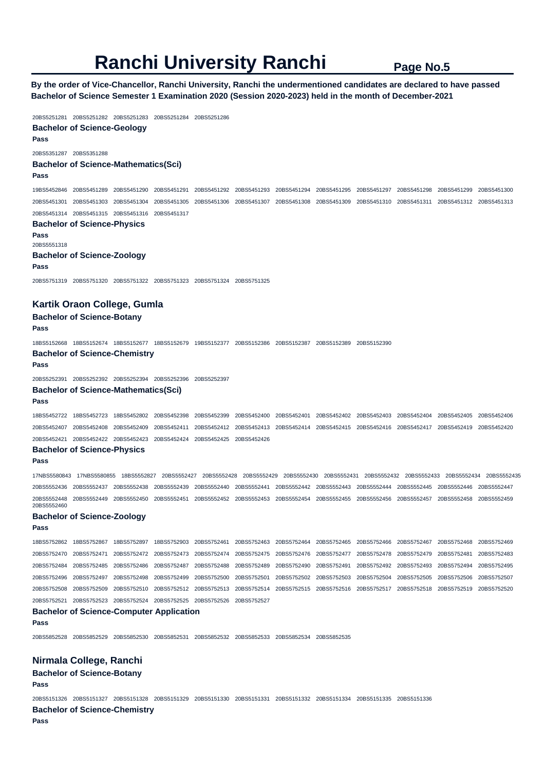# Ranchi University Ranchi

**By the order of Vice-Chancellor, Ranchi University, Ranchi the undermentioned candidates are declared to have passed Bachelor of Science Semester 1 Examination 2020 (Session 2020-2023) held in the month of December-2021**

20BS5251281 20BS5251282 20BS5251283 20BS5251284 20BS5251286

**Bachelor of Science-Geology**

**Pass**

20BS5351287 20BS5351288

**Bachelor of Science-Mathematics(Sci)**

**Pass**

19BS5452846 20BS5451289 20BS5451290 20BS5451291 20BS5451292 20BS5451293 20BS5451294 20BS5451295 20BS5451297 20BS5451298 20BS5451299 20BS5451300 20BS5451301 20BS5451303 20BS5451304 20BS5451305 20BS5451306 20BS5451307 20BS5451308 20BS5451309 20BS5451310 20BS5451311 20BS5451312 20BS5451313 20BS5451314 20BS5451315 20BS5451316 20BS5451317

**Bachelor of Science-Physics**

**Pass**

20BS5551318

**Bachelor of Science-Zoology**

**Pass**

20BS5751319 20BS5751320 20BS5751322 20BS5751323 20BS5751324 20BS5751325

## Kartik Oraon College, Gumla

**Bachelor of Science-Botany**

**Pass**

18BS5152668 18BS5152674 18BS5152677 18BS5152679 19BS5152377 20BS5152386 20BS5152387 20BS5152389 20BS5152390

**Bachelor of Science-Chemistry**

**Pass**

20BS5252391 20BS5252392 20BS5252394 20BS5252396 20BS5252397

**Bachelor of Science-Mathematics(Sci)**

**Pass**

18BS5452722 18BS5452723 18BS5452802 20BS5452398 20BS5452399 20BS5452400 20BS5452401 20BS5452402 20BS5452403 20BS5452404 20BS5452405 20BS5452406 20BS5452407 20BS5452408 20BS5452409 20BS5452411 20BS5452412 20BS5452413 20BS5452414 20BS5452415 20BS5452416 20BS5452417 20BS5452419 20BS5452420 20BS5452421 20BS5452422 20BS5452423 20BS5452424 20BS5452425 20BS5452426

**Bachelor of Science-Physics**

**Pass**

17NBS5580843 17NBS5580855 18BS5552827 20BS5552427 20BS5552428 20BS5552429 20BS5552430 20BS5552431 20BS5552432 20BS5552433 20BS5552434 20BS5552435 20BS5552436 20BS5552437 20BS5552438 20BS5552439 20BS5552440 20BS5552441 20BS5552442 20BS5552443 20BS5552444 20BS5552445 20BS5552446 20BS5552447 20BS5552448 20BS5552449 20BS5552450 20BS5552451 20BS5552452 20BS5552453 20BS5552454 20BS5552455 20BS5552456 20BS5552457 20BS5552458 20BS5552459 20BS5552460

**Bachelor of Science-Zoology**

**Pass**

18BS5752862 18BS5752867 18BS5752897 18BS5752903 20BS5752461 20BS5752463 20BS5752464 20BS5752465 20BS5752466 20BS5752467 20BS5752468 20BS5752469 20BS5752470 20BS5752471 20BS5752472 20BS5752473 20BS5752474 20BS5752475 20BS5752476 20BS5752477 20BS5752478 20BS5752479 20BS5752481 20BS5752483 20BS5752484 20BS5752485 20BS5752486 20BS5752487 20BS5752488 20BS5752489 20BS5752490 20BS5752491 20BS5752492 20BS5752493 20BS5752494 20BS5752495 20BS5752496 20BS5752497 20BS5752498 20BS5752499 20BS5752500 20BS5752501 20BS5752502 20BS5752503 20BS5752504 20BS5752505 20BS5752506 20BS5752507 20BS5752508 20BS5752509 20BS5752510 20BS5752512 20BS5752513 20BS5752514 20BS5752515 20BS5752516 20BS5752517 20BS5752518 20BS5752519 20BS5752520 20BS5752521 20BS5752523 20BS5752524 20BS5752525 20BS5752526 20BS5752527

**Bachelor of Science-Computer Application**

**Pass**

20BS5852528 20BS5852529 20BS5852530 20BS5852531 20BS5852532 20BS5852533 20BS5852534 20BS5852535

## Nirmala College, Ranchi

**Bachelor of Science-Botany**

**Pass**

20BS5151326 20BS5151327 20BS5151328 20BS5151329 20BS5151330 20BS5151331 20BS5151332 20BS5151334 20BS5151335 20BS5151336

**Bachelor of Science-Chemistry**

**Pass**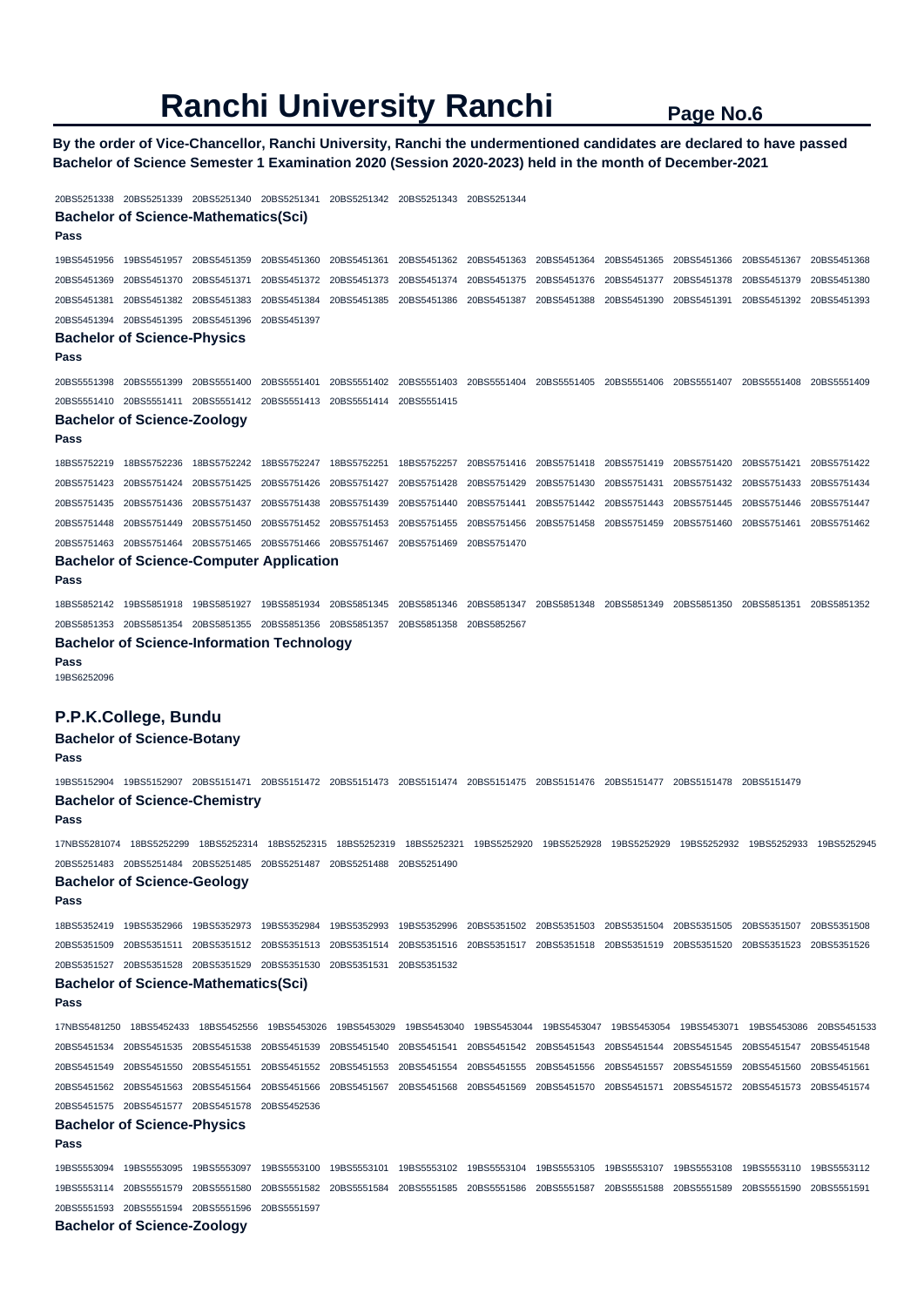# Ranchi University Ranchi

**By the order of Vice-Chancellor, Ranchi University, Ranchi the undermentioned candidates are declared to have passed Bachelor of Science Semester 1 Examination 2020 (Session 2020-2023) held in the month of December-2021**

20BS5251338 20BS5251339 20BS5251340 20BS5251341 20BS5251342 20BS5251343 20BS5251344

### Bachelor of Science-Mathematics(Sci)

**Pass**

19BS5451956 19BS5451957 20BS5451359 20BS5451360 20BS5451361 20BS5451362 20BS5451363 20BS5451364 20BS5451365 20BS5451366 20BS5451367 20BS5451368 20BS5451369 20BS5451370 20BS5451371 20BS5451372 20BS5451373 20BS5451374 20BS5451375 20BS5451376 20BS5451377 20BS5451378 20BS5451379 20BS5451380 20BS5451381 20BS5451382 20BS5451383 20BS5451384 20BS5451385 20BS5451386 20BS5451387 20BS5451388 20BS5451390 20BS5451391 20BS5451392 20BS5451393 20BS5451394 20BS5451395 20BS5451396 20BS5451397

### Bachelor of Science-Physics

**Pass**

20BS5551398 20BS5551399 20BS5551400 20BS5551401 20BS5551402 20BS5551403 20BS5551404 20BS5551405 20BS5551406 20BS5551407 20BS5551408 20BS5551409 20BS5551410 20BS5551411 20BS5551412 20BS5551413 20BS5551414 20BS5551415

### Bachelor of Science-Zoology

**Pass**

18BS5752219 18BS5752236 18BS5752242 18BS5752247 18BS5752251 18BS5752257 20BS5751416 20BS5751418 20BS5751419 20BS5751420 20BS5751421 20BS5751422 20BS5751423 20BS5751424 20BS5751425 20BS5751426 20BS5751427 20BS5751428 20BS5751429 20BS5751430 20BS5751431 20BS5751432 20BS5751433 20BS5751434 20BS5751435 20BS5751436 20BS5751437 20BS5751438 20BS5751439 20BS5751440 20BS5751441 20BS5751442 20BS5751443 20BS5751445 20BS5751446 20BS5751447 20BS5751448 20BS5751449 20BS5751450 20BS5751452 20BS5751453 20BS5751455 20BS5751456 20BS5751458 20BS5751459 20BS5751460 20BS5751461 20BS5751462 20BS5751463 20BS5751464 20BS5751465 20BS5751466 20BS5751467 20BS5751469 20BS5751470

### Bachelor of Science-Computer Application

**Pass**

18BS5852142 19BS5851918 19BS5851927 19BS5851934 20BS5851345 20BS5851346 20BS5851347 20BS5851348 20BS5851349 20BS5851350 20BS5851351 20BS5851352 20BS5851353 20BS5851354 20BS5851355 20BS5851356 20BS5851357 20BS5851358 20BS5852567

### Bachelor of Science-Information Technology

**Pass**

19BS6252096

## P.P.K.College, Bundu

### Bachelor of Science-Botany

**Pass**

19BS5152904 19BS5152907 20BS5151471 20BS5151472 20BS5151473 20BS5151474 20BS5151475 20BS5151476 20BS5151477 20BS5151478 20BS5151479

### Bachelor of Science-Chemistry

**Pass**

17NBS5281074 18BS5252299 18BS5252314 18BS5252315 18BS5252319 18BS5252321 19BS5252920 19BS5252928 19BS5252929 19BS5252932 19BS5252933 19BS5252945 20BS5251483 20BS5251484 20BS5251485 20BS5251487 20BS5251488 20BS5251490

### Bachelor of Science-Geology

**Pass**

18BS5352419 19BS5352966 19BS5352973 19BS5352984 19BS5352993 19BS5352996 20BS5351502 20BS5351503 20BS5351504 20BS5351505 20BS5351507 20BS5351508 20BS5351509 20BS5351511 20BS5351512 20BS5351513 20BS5351514 20BS5351516 20BS5351517 20BS5351518 20BS5351519 20BS5351520 20BS5351523 20BS5351526 20BS5351527 20BS5351528 20BS5351529 20BS5351530 20BS5351531 20BS5351532

### Bachelor of Science-Mathematics(Sci)

**Pass**

17NBS5481250 18BS5452433 18BS5452556 19BS5453026 19BS5453029 19BS5453040 19BS5453044 19BS5453047 19BS5453054 19BS5453071 19BS5453086 20BS5451533 20BS5451534 20BS5451535 20BS5451538 20BS5451539 20BS5451540 20BS5451541 20BS5451542 20BS5451543 20BS5451544 20BS5451545 20BS5451547 20BS5451548 20BS5451549 20BS5451550 20BS5451551 20BS5451552 20BS5451553 20BS5451554 20BS5451555 20BS5451556 20BS5451557 20BS5451559 20BS5451560 20BS5451561 20BS5451562 20BS5451563 20BS5451564 20BS5451566 20BS5451567 20BS5451568 20BS5451569 20BS5451570 20BS5451571 20BS5451572 20BS5451573 20BS5451574 20BS5451575 20BS5451577 20BS5451578 20BS5452536

### Bachelor of Science-Physics

**Pass**

19BS5553094 19BS5553095 19BS5553097 19BS5553100 19BS5553101 19BS5553102 19BS5553104 19BS5553105 19BS5553107 19BS5553108 19BS5553110 19BS5553112 19BS5553114 20BS5551579 20BS5551580 20BS5551582 20BS5551584 20BS5551585 20BS5551586 20BS5551587 20BS5551588 20BS5551589 20BS5551590 20BS5551591 20BS5551593 20BS5551594 20BS5551596 20BS5551597

### Bachelor of Science-Zoology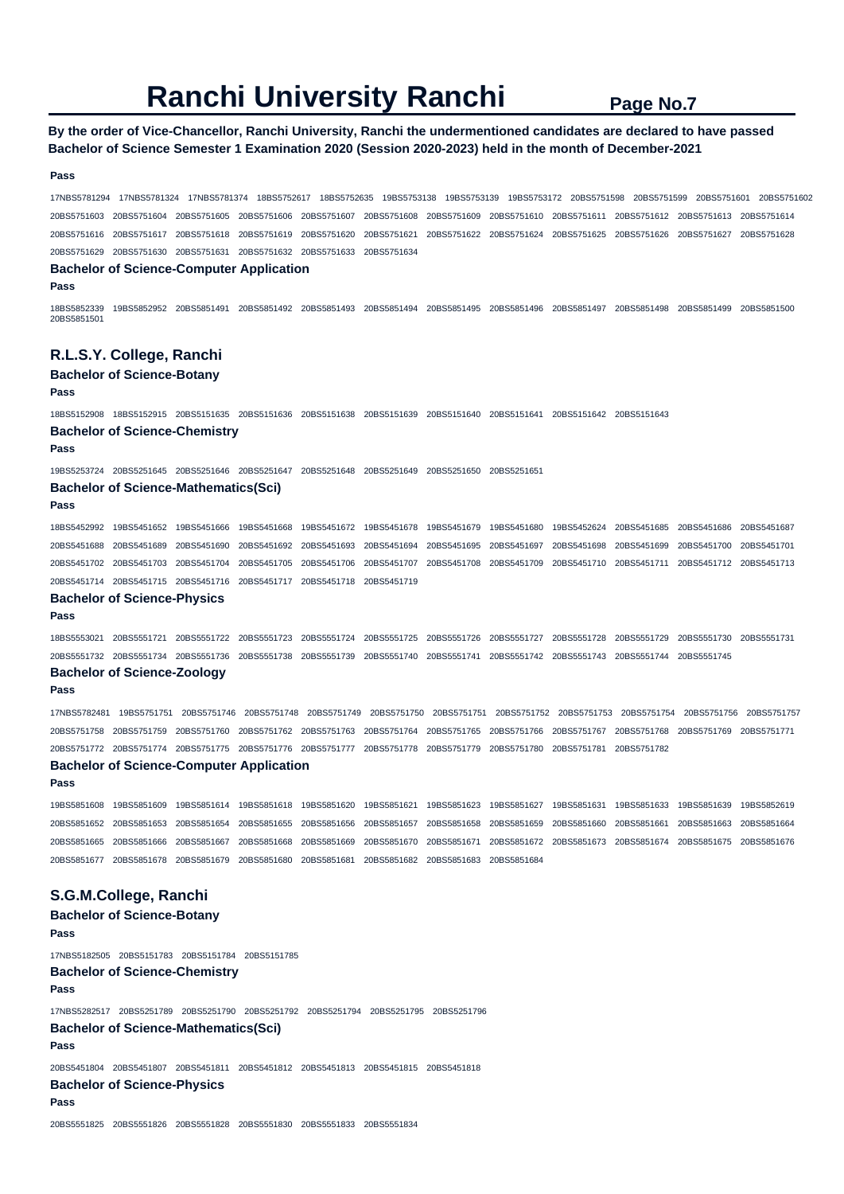# Ranchi University Ranchi

**By the order of Vice-Chancellor, Ranchi University, Ranchi the undermentioned candidates are declared to have passed Bachelor of Science Semester 1 Examination 2020 (Session 2020-2023) held in the month of December-2021**

**Pass**

17NBS5781294 17NBS5781324 17NBS5781374 18BS5752617 18BS5752635 19BS5753138 19BS5753139 19BS5753172 20BS5751598 20BS5751599 20BS5751601 20BS5751602 20BS5751603 20BS5751604 20BS5751605 20BS5751606 20BS5751607 20BS5751608 20BS5751609 20BS5751610 20BS5751611 20BS5751612 20BS5751613 20BS5751614 20BS5751616 20BS5751617 20BS5751618 20BS5751619 20BS5751620 20BS5751621 20BS5751622 20BS5751624 20BS5751625 20BS5751626 20BS5751627 20BS5751628 20BS5751629 20BS5751630 20BS5751631 20BS5751632 20BS5751633 20BS5751634

### Bachelor of Science-Computer Application

**Pass**

18BS5852339 19BS5852952 20BS5851491 20BS5851492 20BS5851493 20BS5851494 20BS5851495 20BS5851496 20BS5851497 20BS5851498 20BS5851499 20BS5851500 20BS5851501

## R.L.S.Y. College, Ranchi

### Bachelor of Science-Botany

**Pass**

18BS5152908 18BS5152915 20BS5151635 20BS5151636 20BS5151638 20BS5151639 20BS5151640 20BS5151641 20BS5151642 20BS5151643

### Bachelor of Science-Chemistry

**Pass**

19BS5253724 20BS5251645 20BS5251646 20BS5251647 20BS5251648 20BS5251649 20BS5251650 20BS5251651

### Bachelor of Science-Mathematics(Sci)

**Pass**

18BS5452992 19BS5451652 19BS5451666 19BS5451668 19BS5451672 19BS5451678 19BS5451679 19BS5451680 19BS5452624 20BS5451685 20BS5451686 20BS5451687 20BS5451688 20BS5451689 20BS5451690 20BS5451692 20BS5451693 20BS5451694 20BS5451695 20BS5451697 20BS5451698 20BS5451699 20BS5451700 20BS5451701 20BS5451702 20BS5451703 20BS5451704 20BS5451705 20BS5451706 20BS5451707 20BS5451708 20BS5451709 20BS5451710 20BS5451711 20BS5451712 20BS5451713 20BS5451714 20BS5451715 20BS5451716 20BS5451717 20BS5451718 20BS5451719

### Bachelor of Science-Physics

**Pass**

18BS5553021 20BS5551721 20BS5551722 20BS5551723 20BS5551724 20BS5551725 20BS5551726 20BS5551727 20BS5551728 20BS5551729 20BS5551730 20BS5551731 20BS5551732 20BS5551734 20BS5551736 20BS5551738 20BS5551739 20BS5551740 20BS5551741 20BS5551742 20BS5551743 20BS5551744 20BS5551745

### Bachelor of Science-Zoology

**Pass**

17NBS5782481 19BS5751751 20BS5751746 20BS5751748 20BS5751749 20BS5751750 20BS5751751 20BS5751752 20BS5751753 20BS5751754 20BS5751756 20BS5751757 20BS5751758 20BS5751759 20BS5751760 20BS5751762 20BS5751763 20BS5751764 20BS5751765 20BS5751766 20BS5751767 20BS5751768 20BS5751769 20BS5751771 20BS5751772 20BS5751774 20BS5751775 20BS5751776 20BS5751777 20BS5751778 20BS5751779 20BS5751780 20BS5751781 20BS5751782

### Bachelor of Science-Computer Application

**Pass**

19BS5851608 19BS5851609 19BS5851614 19BS5851618 19BS5851620 19BS5851621 19BS5851623 19BS5851627 19BS5851631 19BS5851633 19BS5851639 19BS5852619 20BS5851652 20BS5851653 20BS5851654 20BS5851655 20BS5851656 20BS5851657 20BS5851658 20BS5851659 20BS5851660 20BS5851661 20BS5851663 20BS5851664 20BS5851665 20BS5851666 20BS5851667 20BS5851668 20BS5851669 20BS5851670 20BS5851671 20BS5851672 20BS5851673 20BS5851674 20BS5851675 20BS5851676 20BS5851677 20BS5851678 20BS5851679 20BS5851680 20BS5851681 20BS5851682 20BS5851683 20BS5851684

## S.G.M.College, Ranchi

### Bachelor of Science-Botany

**Pass**

17NBS5182505 20BS5151783 20BS5151784 20BS5151785

### Bachelor of Science-Chemistry

**Pass**

17NBS5282517 20BS5251789 20BS5251790 20BS5251792 20BS5251794 20BS5251795 20BS5251796

### Bachelor of Science-Mathematics(Sci)

**Pass**

20BS5451804 20BS5451807 20BS5451811 20BS5451812 20BS5451813 20BS5451815 20BS5451818

### Bachelor of Science-Physics

**Pass**

20BS5551825 20BS5551826 20BS5551828 20BS5551830 20BS5551833 20BS5551834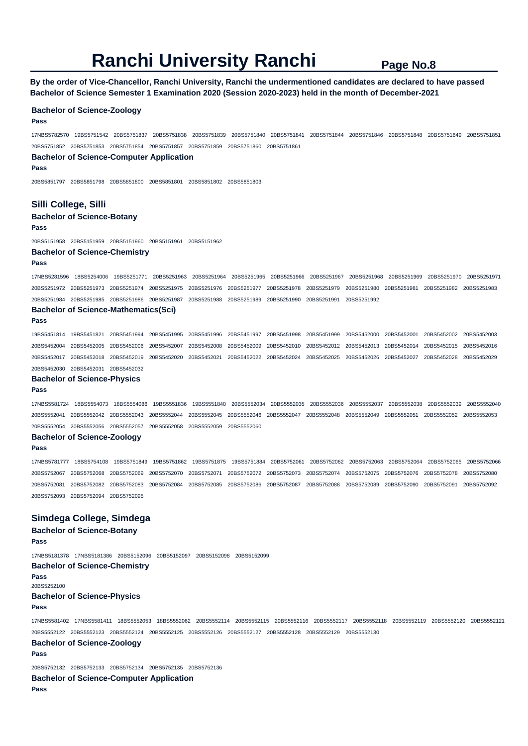# Ranchi University Ranchi

**By the order of Vice-Chancellor, Ranchi University, Ranchi the undermentioned candidates are declared to have passed Bachelor of Science Semester 1 Examination 2020 (Session 2020-2023) held in the month of December-2021**

### Bachelor of Science-Zoology

**Pass**

17NBS5782570 19BS5751542 20BS5751837 20BS5751838 20BS5751839 20BS5751840 20BS5751841 20BS5751844 20BS5751846 20BS5751848 20BS5751849 20BS5751851 20BS5751852 20BS5751853 20BS5751854 20BS5751857 20BS5751859 20BS5751860 20BS5751861

### Bachelor of Science-Computer Application

**Pass**

20BS5851797 20BS5851798 20BS5851800 20BS5851801 20BS5851802 20BS5851803

## Silli College, Silli

### Bachelor of Science-Botany

**Pass**

20BS5151958 20BS5151959 20BS5151960 20BS5151961 20BS5151962

### Bachelor of Science-Chemistry

**Pass**

17NBS5281596 18BS5254006 19BS5251771 20BS5251963 20BS5251964 20BS5251965 20BS5251966 20BS5251967 20BS5251968 20BS5251969 20BS5251970 20BS5251971 20BS5251972 20BS5251973 20BS5251974 20BS5251975 20BS5251976 20BS5251977 20BS5251978 20BS5251979 20BS5251980 20BS5251981 20BS5251982 20BS5251983 20BS5251984 20BS5251985 20BS5251986 20BS5251987 20BS5251988 20BS5251989 20BS5251990 20BS5251991 20BS5251992

### Bachelor of Science-Mathematics(Sci)

**Pass**

19BS5451814 19BS5451821 20BS5451994 20BS5451995 20BS5451996 20BS5451997 20BS5451998 20BS5451999 20BS5452000 20BS5452001 20BS5452002 20BS5452003 20BS5452004 20BS5452005 20BS5452006 20BS5452007 20BS5452008 20BS5452009 20BS5452010 20BS5452012 20BS5452013 20BS5452014 20BS5452015 20BS5452016 20BS5452017 20BS5452018 20BS5452019 20BS5452020 20BS5452021 20BS5452022 20BS5452024 20BS5452025 20BS5452026 20BS5452027 20BS5452028 20BS5452029 20BS5452030 20BS5452031 20BS5452032

### Bachelor of Science-Physics

**Pass**

17NBS5581724 18BS5554073 18BS5554086 19BS5551836 19BS5551840 20BS5552034 20BS5552035 20BS5552036 20BS5552037 20BS5552038 20BS5552039 20BS5552040 20BS5552041 20BS5552042 20BS5552043 20BS5552044 20BS5552045 20BS5552046 20BS5552047 20BS5552048 20BS5552049 20BS5552051 20BS5552052 20BS5552053 20BS5552054 20BS5552056 20BS5552057 20BS5552058 20BS5552059 20BS5552060

### Bachelor of Science-Zoology

**Pass**

17NBS5781777 18BS5754108 19BS5751849 19BS5751862 19BS5751875 19BS5751884 20BS5752061 20BS5752062 20BS5752063 20BS5752064 20BS5752065 20BS5752066 20BS5752067 20BS5752068 20BS5752069 20BS5752070 20BS5752071 20BS5752072 20BS5752073 20BS5752074 20BS5752075 20BS5752076 20BS5752078 20BS5752080 20BS5752081 20BS5752082 20BS5752083 20BS5752084 20BS5752085 20BS5752086 20BS5752087 20BS5752088 20BS5752089 20BS5752090 20BS5752091 20BS5752092 20BS5752093 20BS5752094 20BS5752095

## Simdega College, Simdega

### Bachelor of Science-Botany

**Pass**

17NBS5181378 17NBS5181386 20BS5152096 20BS5152097 20BS5152098 20BS5152099

### Bachelor of Science-Chemistry

**Pass**

20BS5252100

### Bachelor of Science-Physics

**Pass**

17NBS5581402 17NBS5581411 18BS5552053 18BS5552062 20BS5552114 20BS5552115 20BS5552116 20BS5552117 20BS5552118 20BS5552119 20BS5552120 20BS5552121 20BS5552122 20BS5552123 20BS5552124 20BS5552125 20BS5552126 20BS5552127 20BS5552128 20BS5552129 20BS5552130

### Bachelor of Science-Zoology

**Pass**

20BS5752132 20BS5752133 20BS5752134 20BS5752135 20BS5752136

### Bachelor of Science-Computer Application

**Pass**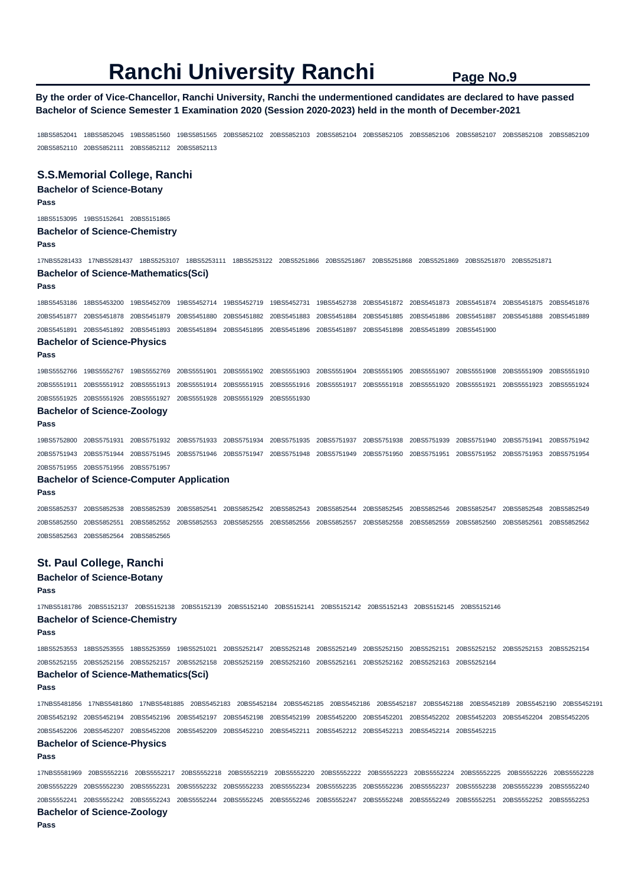# Ranchi University Ranchi

**By the order of Vice-Chancellor, Ranchi University, Ranchi the undermentioned candidates are declared to have passed Bachelor of Science Semester 1 Examination 2020 (Session 2020-2023) held in the month of December-2021**

18BS5852041 18BS5852045 19BS5851560 19BS5851565 20BS5852102 20BS5852103 20BS5852104 20BS5852105 20BS5852106 20BS5852107 20BS5852108 20BS5852109 20BS5852110 20BS5852111 20BS5852112 20BS5852113

## S.S.Memorial College, Ranchi

### Bachelor of Science-Botany

**Pass**

18BS5153095 19BS5152641 20BS5151865

### Bachelor of Science-Chemistry

**Pass**

17NBS5281433 17NBS5281437 18BS5253107 18BS5253111 18BS5253122 20BS5251866 20BS5251867 20BS5251868 20BS5251869 20BS5251870 20BS5251871

### Bachelor of Science-Mathematics(Sci)

**Pass**

18BS5453186 18BS5453200 19BS5452709 19BS5452714 19BS5452719 19BS5452731 19BS5452738 20BS5451872 20BS5451873 20BS5451874 20BS5451875 20BS5451876 20BS5451877 20BS5451878 20BS5451879 20BS5451880 20BS5451882 20BS5451883 20BS5451884 20BS5451885 20BS5451886 20BS5451887 20BS5451888 20BS5451889 20BS5451891 20BS5451892 20BS5451893 20BS5451894 20BS5451895 20BS5451896 20BS5451897 20BS5451898 20BS5451899 20BS5451900

### Bachelor of Science-Physics

**Pass**

19BS5552766 19BS5552767 19BS5552769 20BS5551901 20BS5551902 20BS5551903 20BS5551904 20BS5551905 20BS5551907 20BS5551908 20BS5551909 20BS5551910 20BS5551911 20BS5551912 20BS5551913 20BS5551914 20BS5551915 20BS5551916 20BS5551917 20BS5551918 20BS5551920 20BS5551921 20BS5551923 20BS5551924 20BS5551925 20BS5551926 20BS5551927 20BS5551928 20BS5551929 20BS5551930

### Bachelor of Science-Zoology

**Pass**

19BS5752800 20BS5751931 20BS5751932 20BS5751933 20BS5751934 20BS5751935 20BS5751937 20BS5751938 20BS5751939 20BS5751940 20BS5751941 20BS5751942 20BS5751943 20BS5751944 20BS5751945 20BS5751946 20BS5751947 20BS5751948 20BS5751949 20BS5751950 20BS5751951 20BS5751952 20BS5751953 20BS5751954 20BS5751955 20BS5751956 20BS5751957

### Bachelor of Science-Computer Application

**Pass**

20BS5852537 20BS5852538 20BS5852539 20BS5852541 20BS5852542 20BS5852543 20BS5852544 20BS5852545 20BS5852546 20BS5852547 20BS5852548 20BS5852549 20BS5852550 20BS5852551 20BS5852552 20BS5852553 20BS5852555 20BS5852556 20BS5852557 20BS5852558 20BS5852559 20BS5852560 20BS5852561 20BS5852562 20BS5852563 20BS5852564 20BS5852565

## St. Paul College, Ranchi

### Bachelor of Science-Botany

**Pass**

17NBS5181786 20BS5152137 20BS5152138 20BS5152139 20BS5152140 20BS5152141 20BS5152142 20BS5152143 20BS5152145 20BS5152146

### Bachelor of Science-Chemistry

**Pass**

18BS5253553 18BS5253555 18BS5253559 19BS5251021 20BS5252147 20BS5252148 20BS5252149 20BS5252150 20BS5252151 20BS5252152 20BS5252153 20BS5252154 20BS5252155 20BS5252156 20BS5252157 20BS5252158 20BS5252159 20BS5252160 20BS5252161 20BS5252162 20BS5252163 20BS5252164

### Bachelor of Science-Mathematics(Sci)

**Pass**

17NBS5481856 17NBS5481860 17NBS5481885 20BS5452183 20BS5452184 20BS5452185 20BS5452186 20BS5452187 20BS5452188 20BS5452189 20BS5452190 20BS5452191 20BS5452192 20BS5452194 20BS5452196 20BS5452197 20BS5452198 20BS5452199 20BS5452200 20BS5452201 20BS5452202 20BS5452203 20BS5452204 20BS5452205 20BS5452206 20BS5452207 20BS5452208 20BS5452209 20BS5452210 20BS5452211 20BS5452212 20BS5452213 20BS5452214 20BS5452215

### Bachelor of Science-Physics

**Pass**

17NBS5581969 20BS5552216 20BS5552217 20BS5552218 20BS5552219 20BS5552220 20BS5552222 20BS5552223 20BS5552224 20BS5552225 20BS5552226 20BS5552228 20BS5552229 20BS5552230 20BS5552231 20BS5552232 20BS5552233 20BS5552234 20BS5552235 20BS5552236 20BS5552237 20BS5552238 20BS5552239 20BS5552240 20BS5552241 20BS5552242 20BS5552243 20BS5552244 20BS5552245 20BS5552246 20BS5552247 20BS5552248 20BS5552249 20BS5552251 20BS5552252 20BS5552253

### Bachelor of Science-Zoology

**Pass**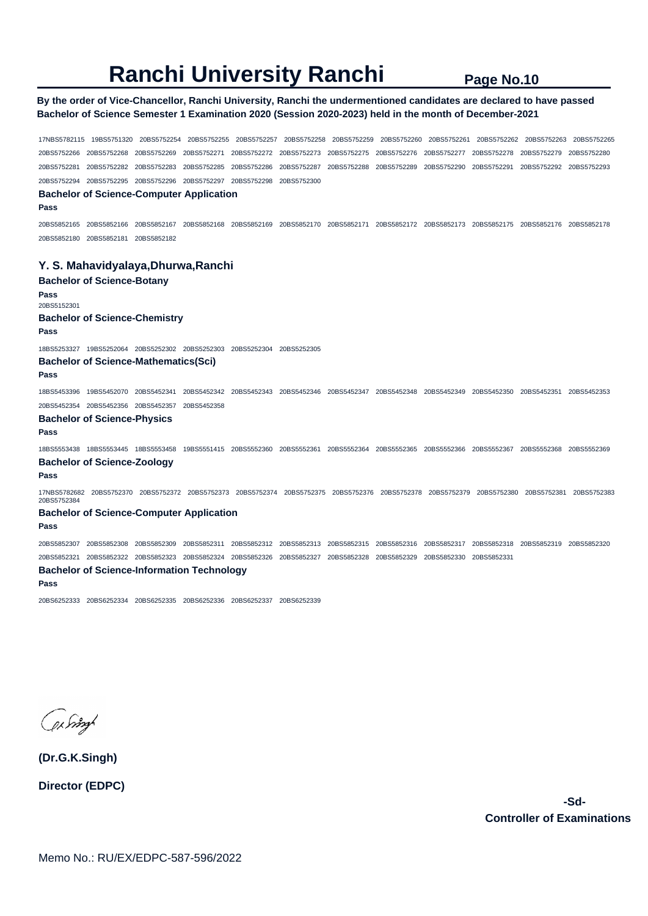# Ranchi University Ranchi

**By the order of Vice-Chancellor, Ranchi University, Ranchi the undermentioned candidates are declared to have passed Bachelor of Science Semester 1 Examination 2020 (Session 2020-2023) held in the month of December-2021**

17NBS5782115 19BS5751320 20BS5752254 20BS5752255 20BS5752257 20BS5752258 20BS5752259 20BS5752260 20BS5752261 20BS5752262 20BS5752263 20BS5752265 20BS5752266 20BS5752268 20BS5752269 20BS5752271 20BS5752272 20BS5752273 20BS5752275 20BS5752276 20BS5752277 20BS5752278 20BS5752279 20BS5752280 20BS5752281 20BS5752282 20BS5752283 20BS5752285 20BS5752286 20BS5752287 20BS5752288 20BS5752289 20BS5752290 20BS5752291 20BS5752292 20BS5752293 20BS5752294 20BS5752295 20BS5752296 20BS5752297 20BS5752298 20BS5752300

**Bachelor of Science-Computer Application**

**Pass**

20BS5852165 20BS5852166 20BS5852167 20BS5852168 20BS5852169 20BS5852170 20BS5852171 20BS5852172 20BS5852173 20BS5852175 20BS5852176 20BS5852178 20BS5852180 20BS5852181 20BS5852182

## Y. S. Mahavidyalaya,Dhurwa,Ranchi

**Bachelor of Science-Botany**

**Pass**

20BS5152301

**Bachelor of Science-Chemistry**

**Pass**

18BS5253327 19BS5252064 20BS5252302 20BS5252303 20BS5252304 20BS5252305

**Bachelor of Science-Mathematics(Sci)**

**Pass**

18BS5453396 19BS5452070 20BS5452341 20BS5452342 20BS5452343 20BS5452346 20BS5452347 20BS5452348 20BS5452349 20BS5452350 20BS5452351 20BS5452353 20BS5452354 20BS5452356 20BS5452357 20BS5452358

**Bachelor of Science-Physics**

**Pass**

18BS5553438 18BS5553445 18BS5553458 19BS5551415 20BS5552360 20BS5552361 20BS5552364 20BS5552365 20BS5552366 20BS5552367 20BS5552368 20BS5552369

**Bachelor of Science-Zoology**

**Pass**

17NBS5782682 20BS5752370 20BS5752372 20BS5752373 20BS5752374 20BS5752375 20BS5752376 20BS5752378 20BS5752379 20BS5752380 20BS5752381 20BS5752383 20BS5752384

**Bachelor of Science-Computer Application**

**Pass**

20BS5852307 20BS5852308 20BS5852309 20BS5852311 20BS5852312 20BS5852313 20BS5852315 20BS5852316 20BS5852317 20BS5852318 20BS5852319 20BS5852320 20BS5852321 20BS5852322 20BS5852323 20BS5852324 20BS5852326 20BS5852327 20BS5852328 20BS5852329 20BS5852330 20BS5852331

**Bachelor of Science-Information Technology**

**Pass**

20BS6252333 20BS6252334 20BS6252335 20BS6252336 20BS6252337 20BS6252339

**(Dr.G.K.Singh)**

**Director (EDPC)**

**-Sd-**

**Controller of Examinations**

Memo No.: RU/EX/EDPC-587-596/2022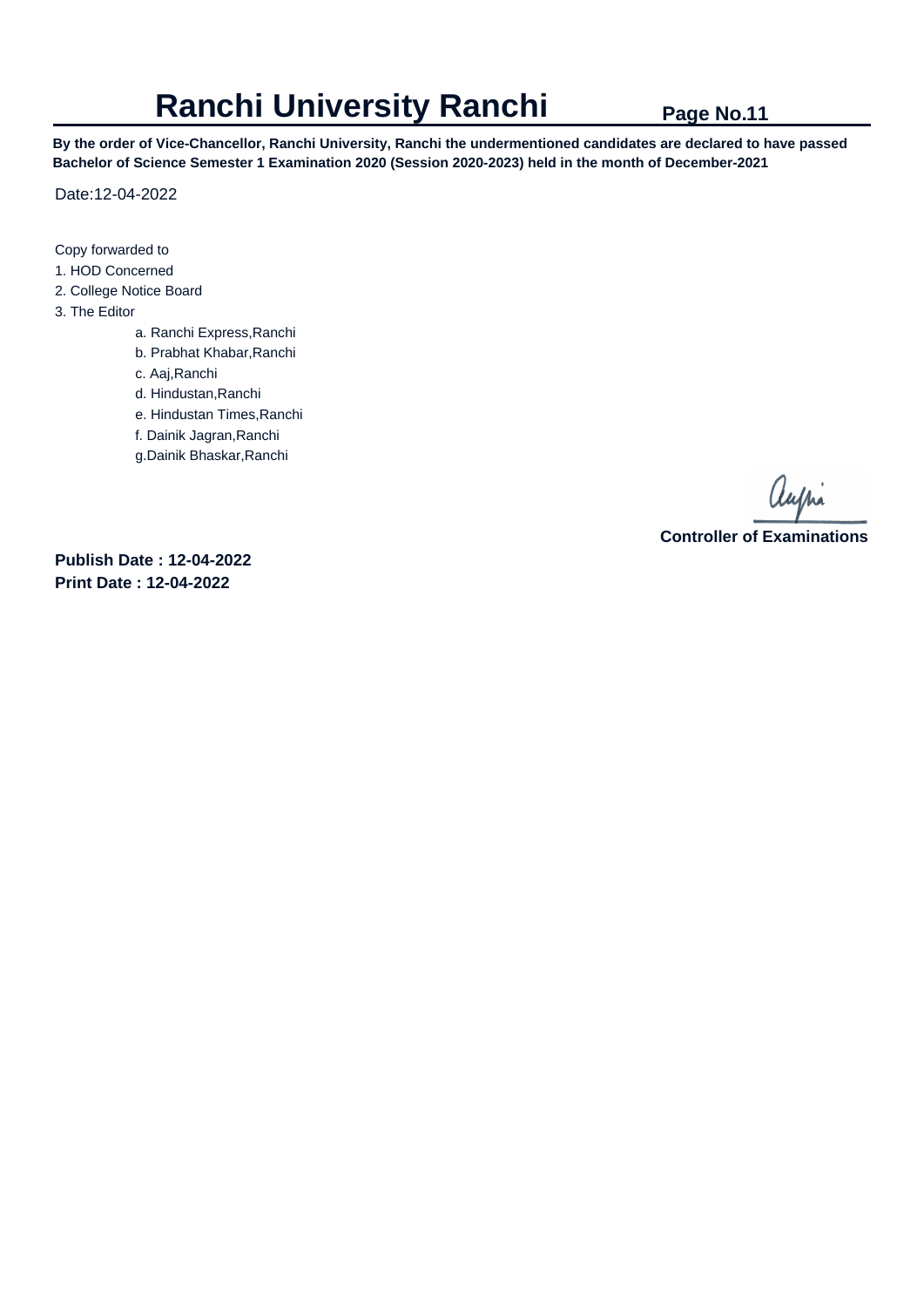# Ranchi University Ranchi

**By the order of Vice-Chancellor, Ranchi University, Ranchi the undermentioned candidates are declared to have passed Bachelor of Science Semester 1 Examination 2020 (Session 2020-2023) held in the month of December-2021**

Date:12-04-2022

Copy forwarded to

1. HOD Concerned
2. College Notice Board
3. The Editor
    - a. Ranchi Express,Ranchi
    - b. Prabhat Khabar,Ranchi
    - c. Aaj,Ranchi
    - d. Hindustan,Ranchi
    - e. Hindustan Times,Ranchi
    - f. Dainik Jagran,Ranchi
    - g.Dainik Bhaskar,Ranchi

**Controller of Examinations**

**Publish Date : 12-04-2022**
**Print Date : 12-04-2022**